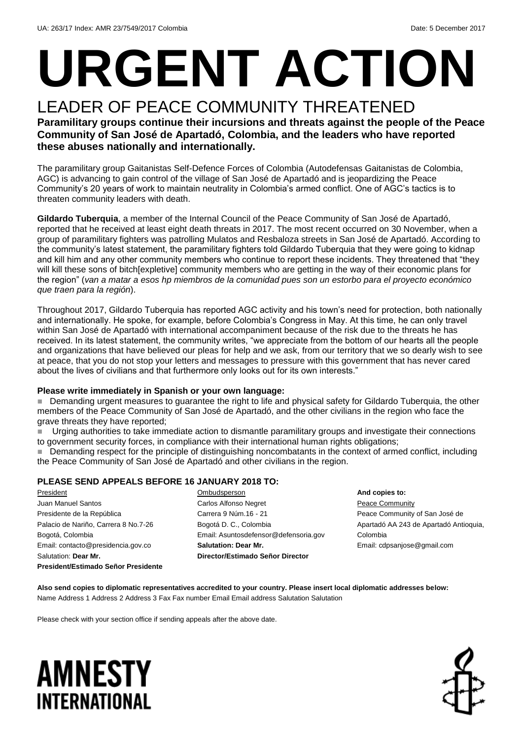UA: 263/17 Index: AMR 23/7549/2017 Colombia Date: 5 December 2017

# URGENT ACTION

## LEADER OF PEACE COMMUNITY THREATENED

**Paramilitary groups continue their incursions and threats against the people of the Peace Community of San José de Apartadó, Colombia, and the leaders who have reported these abuses nationally and internationally.**

The paramilitary group Gaitanistas Self-Defence Forces of Colombia (Autodefensas Gaitanistas de Colombia, AGC) is advancing to gain control of the village of San José de Apartadó and is jeopardizing the Peace Community's 20 years of work to maintain neutrality in Colombia's armed conflict. One of AGC's tactics is to threaten community leaders with death.

**Gildardo Tuberquia**, a member of the Internal Council of the Peace Community of San José de Apartadó, reported that he received at least eight death threats in 2017. The most recent occurred on 30 November, when a group of paramilitary fighters was patrolling Mulatos and Resbaloza streets in San José de Apartadó. According to the community's latest statement, the paramilitary fighters told Gildardo Tuberquia that they were going to kidnap and kill him and any other community members who continue to report these incidents. They threatened that "they will kill these sons of bitch[expletive] community members who are getting in the way of their economic plans for the region" (*van a matar a esos hp miembros de la comunidad pues son un estorbo para el proyecto económico que traen para la región*).

Throughout 2017, Gildardo Tuberquia has reported AGC activity and his town's need for protection, both nationally and internationally. He spoke, for example, before Colombia's Congress in May. At this time, he can only travel within San José de Apartadó with international accompaniment because of the risk due to the threats he has received. In its latest statement, the community writes, "we appreciate from the bottom of our hearts all the people and organizations that have believed our pleas for help and we ask, from our territory that we so dearly wish to see at peace, that you do not stop your letters and messages to pressure with this government that has never cared about the lives of civilians and that furthermore only looks out for its own interests."

**Please write immediately in Spanish or your own language:**

- Demanding urgent measures to guarantee the right to life and physical safety for Gildardo Tuberquia, the other members of the Peace Community of San José de Apartadó, and the other civilians in the region who face the grave threats they have reported;
- Urging authorities to take immediate action to dismantle paramilitary groups and investigate their connections to government security forces, in compliance with their international human rights obligations;
- Demanding respect for the principle of distinguishing noncombatants in the context of armed conflict, including the Peace Community of San José de Apartadó and other civilians in the region.

**PLEASE SEND APPEALS BEFORE 16 JANUARY 2018 TO:**

President
Juan Manuel Santos
Presidente de la República
Palacio de Nariño, Carrera 8 No.7-26
Bogotá, Colombia
Email: contacto@presidencia.gov.co
Salutation: **Dear Mr. President/Estimado Señor Presidente**

Ombudsperson
Carlos Alfonso Negret
Carrera 9 Núm.16 - 21
Bogotá D. C., Colombia
Email: Asuntosdefensor@defensoria.gov
**Salutation: Dear Mr. Director/Estimado Señor Director**

**And copies to:**
Peace Community
Peace Community of San José de Apartadó AA 243 de Apartadó Antioquia, Colombia
Email: cdpsanjose@gmail.com

**Also send copies to diplomatic representatives accredited to your country. Please insert local diplomatic addresses below:**
Name Address 1 Address 2 Address 3 Fax Fax number Email Email address Salutation Salutation

Please check with your section office if sending appeals after the above date.

AMNESTY INTERNATIONAL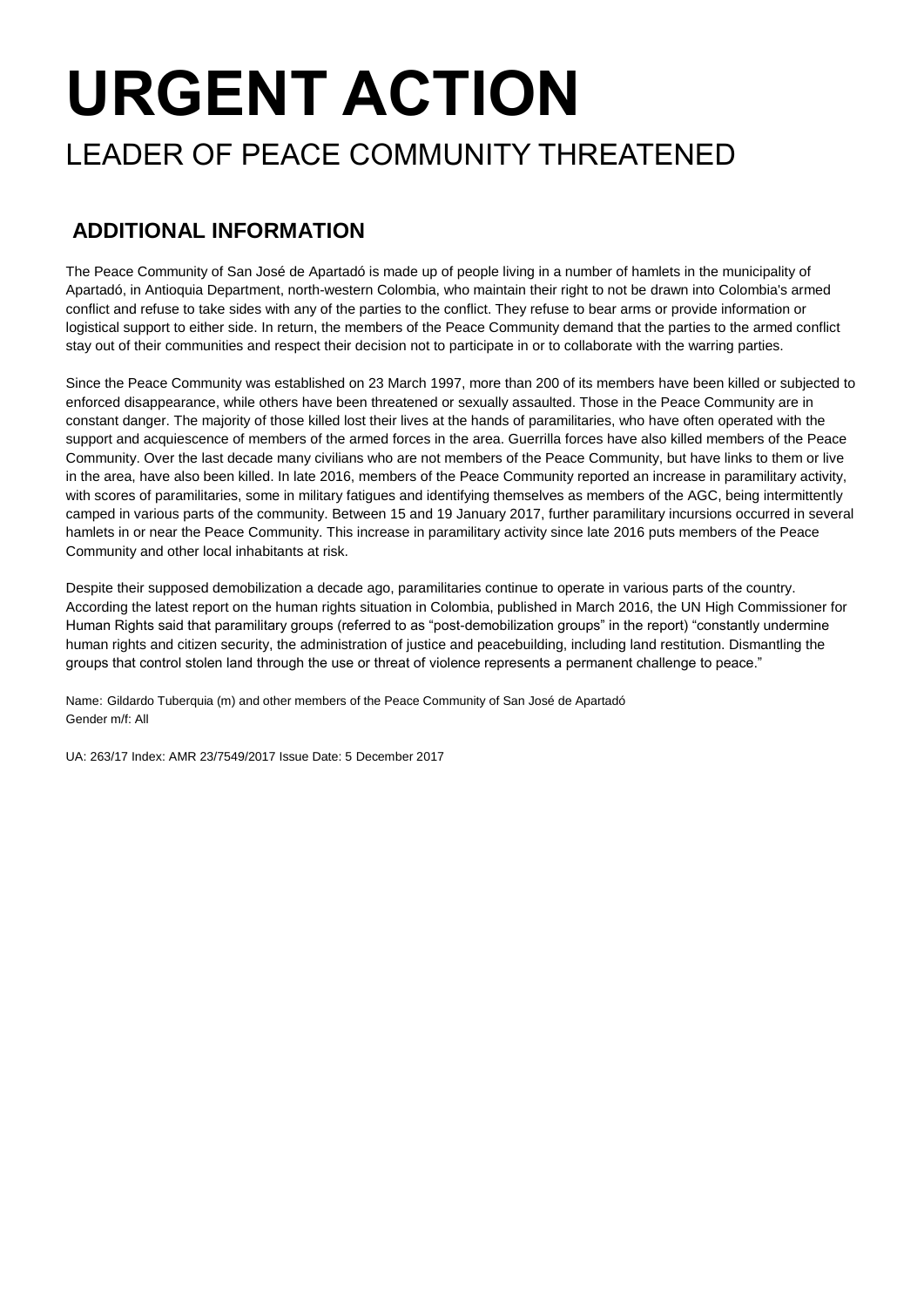# URGENT ACTION

## LEADER OF PEACE COMMUNITY THREATENED

### ADDITIONAL INFORMATION

The Peace Community of San José de Apartadó is made up of people living in a number of hamlets in the municipality of Apartadó, in Antioquia Department, north-western Colombia, who maintain their right to not be drawn into Colombia's armed conflict and refuse to take sides with any of the parties to the conflict. They refuse to bear arms or provide information or logistical support to either side. In return, the members of the Peace Community demand that the parties to the armed conflict stay out of their communities and respect their decision not to participate in or to collaborate with the warring parties.

Since the Peace Community was established on 23 March 1997, more than 200 of its members have been killed or subjected to enforced disappearance, while others have been threatened or sexually assaulted. Those in the Peace Community are in constant danger. The majority of those killed lost their lives at the hands of paramilitaries, who have often operated with the support and acquiescence of members of the armed forces in the area. Guerrilla forces have also killed members of the Peace Community. Over the last decade many civilians who are not members of the Peace Community, but have links to them or live in the area, have also been killed. In late 2016, members of the Peace Community reported an increase in paramilitary activity, with scores of paramilitaries, some in military fatigues and identifying themselves as members of the AGC, being intermittently camped in various parts of the community. Between 15 and 19 January 2017, further paramilitary incursions occurred in several hamlets in or near the Peace Community. This increase in paramilitary activity since late 2016 puts members of the Peace Community and other local inhabitants at risk.

Despite their supposed demobilization a decade ago, paramilitaries continue to operate in various parts of the country. According the latest report on the human rights situation in Colombia, published in March 2016, the UN High Commissioner for Human Rights said that paramilitary groups (referred to as "post-demobilization groups" in the report) "constantly undermine human rights and citizen security, the administration of justice and peacebuilding, including land restitution. Dismantling the groups that control stolen land through the use or threat of violence represents a permanent challenge to peace."

Name: Gildardo Tuberquia (m) and other members of the Peace Community of San José de Apartadó
Gender m/f: All

UA: 263/17 Index: AMR 23/7549/2017 Issue Date: 5 December 2017